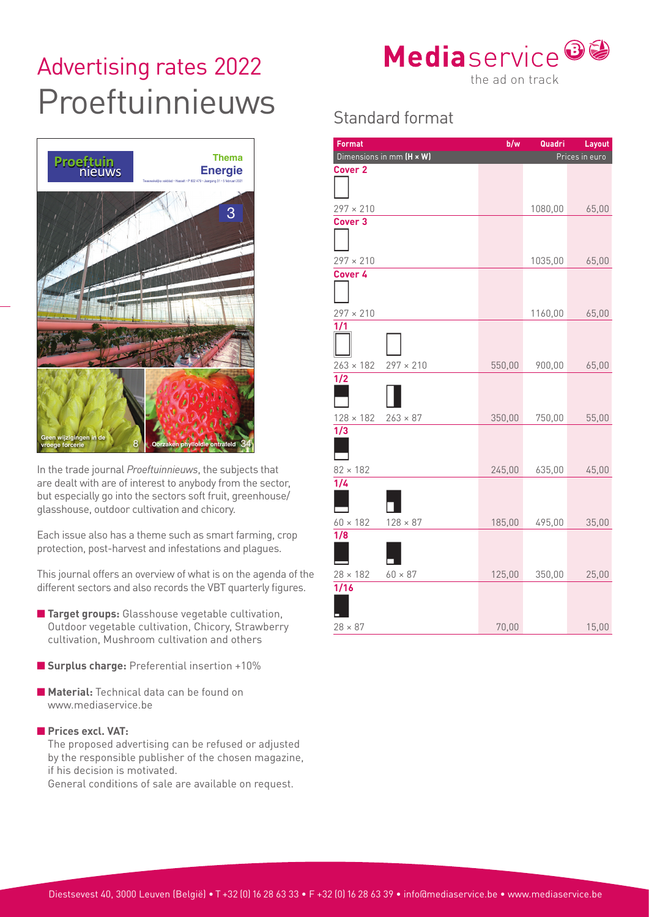# Advertising rates 2022
# Proeftuinnieuws

**Media**service
the ad on track

In the trade journal *Proeftuinnieuws*, the subjects that are dealt with are of interest to anybody from the sector, but especially go into the sectors soft fruit, greenhouse/glasshouse, outdoor cultivation and chicory.

Each issue also has a theme such as smart farming, crop protection, post-harvest and infestations and plagues.

This journal offers an overview of what is on the agenda of the different sectors and also records the VBT quarterly figures.

- **Target groups:** Glasshouse vegetable cultivation, Outdoor vegetable cultivation, Chicory, Strawberry cultivation, Mushroom cultivation and others
- **Surplus charge:** Preferential insertion +10%
- **Material:** Technical data can be found on www.mediaservice.be
- **Prices excl. VAT:**
  The proposed advertising can be refused or adjusted by the responsible publisher of the chosen magazine, if his decision is motivated.
  General conditions of sale are available on request.

## Standard format

| Format<br>Dimensions in mm (H × W) | | b/w | Quadri | Layout |
|---|---|---|---|---|
| | | | | Prices in euro |
| **Cover 2** | | | | |
| 297 × 210 | | | 1080,00 | 65,00 |
| **Cover 3** | | | | |
| 297 × 210 | | | 1035,00 | 65,00 |
| **Cover 4** | | | | |
| 297 × 210 | | | 1160,00 | 65,00 |
| **1/1** | | | | |
| 263 × 182 | 297 × 210 | 550,00 | 900,00 | 65,00 |
| **1/2** | | | | |
| 128 × 182 | 263 × 87 | 350,00 | 750,00 | 55,00 |
| **1/3** | | | | |
| 82 × 182 | | 245,00 | 635,00 | 45,00 |
| **1/4** | | | | |
| 60 × 182 | 128 × 87 | 185,00 | 495,00 | 35,00 |
| **1/8** | | | | |
| 28 × 182 | 60 × 87 | 125,00 | 350,00 | 25,00 |
| **1/16** | | | | |
| 28 × 87 | | 70,00 | | 15,00 |

Diestsevest 40, 3000 Leuven (België) • T +32 (0) 16 28 63 33 • F +32 (0) 16 28 63 39 • info@mediaservice.be • www.mediaservice.be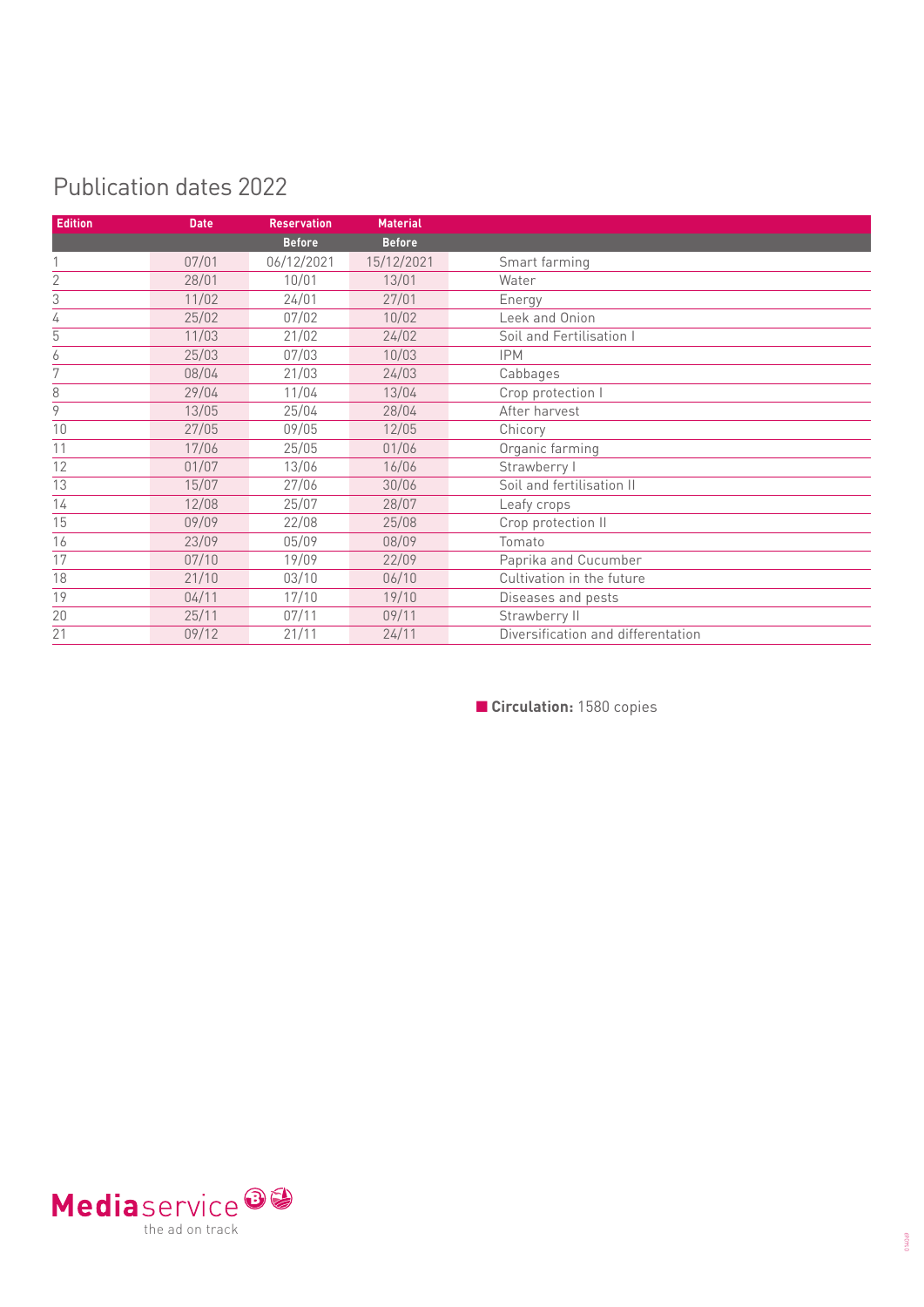# Publication dates 2022

| Edition | Date | Reservation | Material | |
|---|---|---|---|---|
| | | Before | Before | |
| 1 | 07/01 | 06/12/2021 | 15/12/2021 | Smart farming |
| 2 | 28/01 | 10/01 | 13/01 | Water |
| 3 | 11/02 | 24/01 | 27/01 | Energy |
| 4 | 25/02 | 07/02 | 10/02 | Leek and Onion |
| 5 | 11/03 | 21/02 | 24/02 | Soil and Fertilisation I |
| 6 | 25/03 | 07/03 | 10/03 | IPM |
| 7 | 08/04 | 21/03 | 24/03 | Cabbages |
| 8 | 29/04 | 11/04 | 13/04 | Crop protection I |
| 9 | 13/05 | 25/04 | 28/04 | After harvest |
| 10 | 27/05 | 09/05 | 12/05 | Chicory |
| 11 | 17/06 | 25/05 | 01/06 | Organic farming |
| 12 | 01/07 | 13/06 | 16/06 | Strawberry I |
| 13 | 15/07 | 27/06 | 30/06 | Soil and fertilisation II |
| 14 | 12/08 | 25/07 | 28/07 | Leafy crops |
| 15 | 09/09 | 22/08 | 25/08 | Crop protection II |
| 16 | 23/09 | 05/09 | 08/09 | Tomato |
| 17 | 07/10 | 19/09 | 22/09 | Paprika and Cucumber |
| 18 | 21/10 | 03/10 | 06/10 | Cultivation in the future |
| 19 | 04/11 | 17/10 | 19/10 | Diseases and pests |
| 20 | 25/11 | 07/11 | 09/11 | Strawberry II |
| 21 | 09/12 | 21/11 | 24/11 | Diversification and differentation |

**Circulation:** 1580 copies

**Media**service

the ad on track